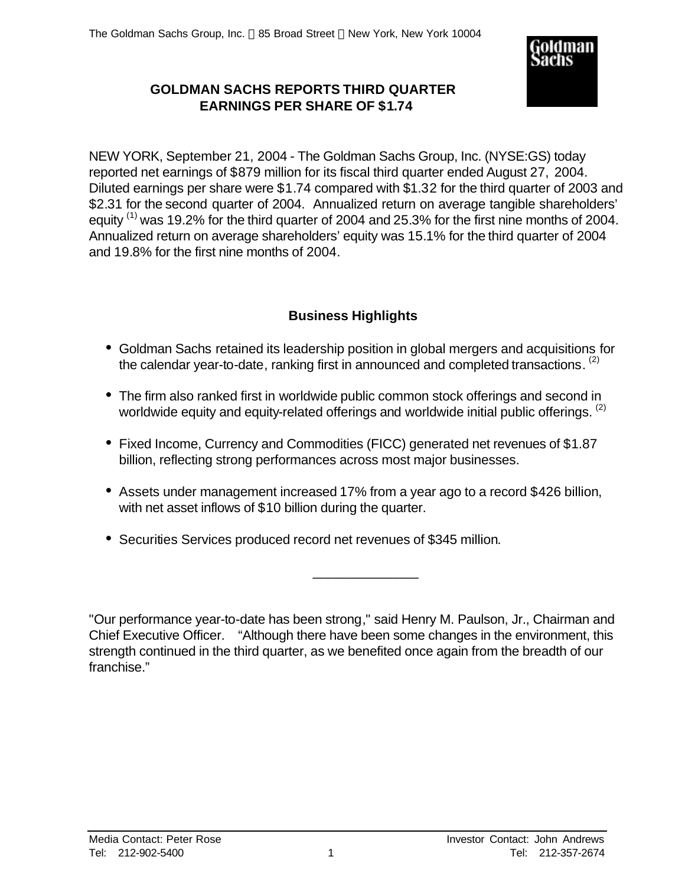The Goldman Sachs Group, Inc. | 85 Broad Street | New York, New York 10004

# GOLDMAN SACHS REPORTS THIRD QUARTER EARNINGS PER SHARE OF $1.74

NEW YORK, September 21, 2004 - The Goldman Sachs Group, Inc. (NYSE:GS) today reported net earnings of $879 million for its fiscal third quarter ended August 27, 2004. Diluted earnings per share were $1.74 compared with $1.32 for the third quarter of 2003 and $2.31 for the second quarter of 2004. Annualized return on average tangible shareholders' equity [1] was 19.2% for the third quarter of 2004 and 25.3% for the first nine months of 2004. Annualized return on average shareholders' equity was 15.1% for the third quarter of 2004 and 19.8% for the first nine months of 2004.

## Business Highlights

- Goldman Sachs retained its leadership position in global mergers and acquisitions for the calendar year-to-date, ranking first in announced and completed transactions. [2]
- The firm also ranked first in worldwide public common stock offerings and second in worldwide equity and equity-related offerings and worldwide initial public offerings. [2]
- Fixed Income, Currency and Commodities (FICC) generated net revenues of $1.87 billion, reflecting strong performances across most major businesses.
- Assets under management increased 17% from a year ago to a record $426 billion, with net asset inflows of $10 billion during the quarter.
- Securities Services produced record net revenues of $345 million.

______________

"Our performance year-to-date has been strong," said Henry M. Paulson, Jr., Chairman and Chief Executive Officer. "Although there have been some changes in the environment, this strength continued in the third quarter, as we benefited once again from the breadth of our franchise."

Media Contact: Peter Rose
Tel: 212-902-5400

Investor Contact: John Andrews
Tel: 212-357-2674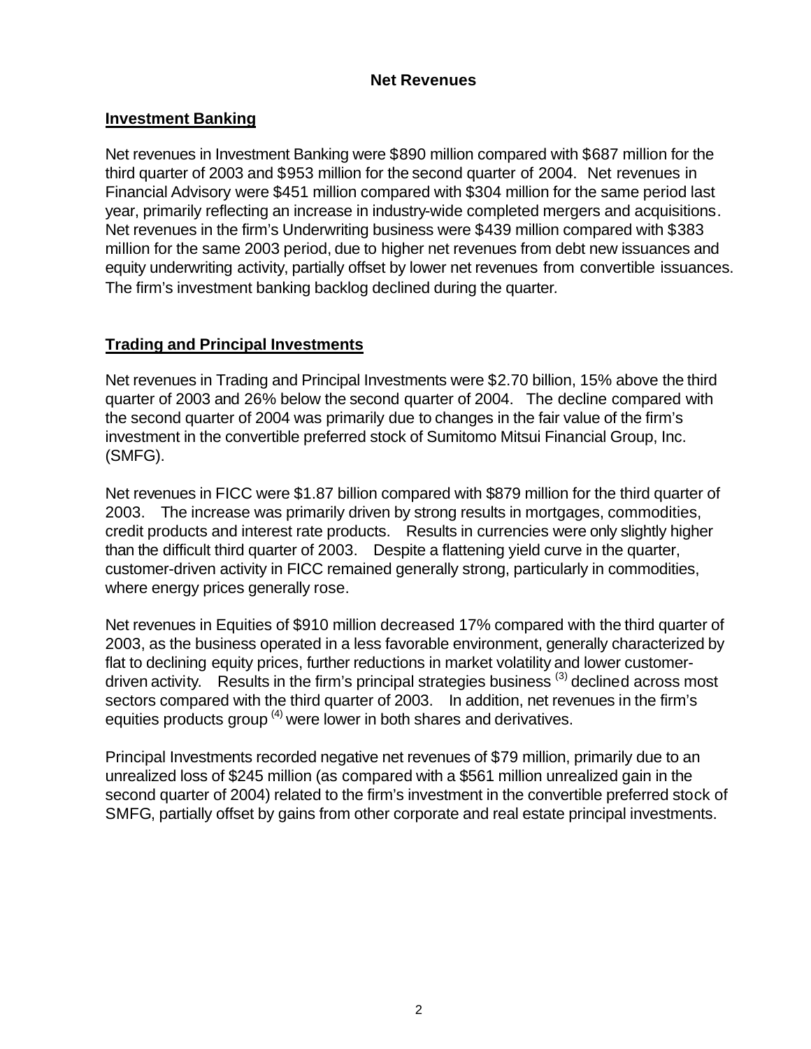## Net Revenues

### Investment Banking

Net revenues in Investment Banking were $890 million compared with $687 million for the third quarter of 2003 and $953 million for the second quarter of 2004. Net revenues in Financial Advisory were $451 million compared with $304 million for the same period last year, primarily reflecting an increase in industry-wide completed mergers and acquisitions. Net revenues in the firm's Underwriting business were $439 million compared with $383 million for the same 2003 period, due to higher net revenues from debt new issuances and equity underwriting activity, partially offset by lower net revenues from convertible issuances. The firm's investment banking backlog declined during the quarter.

### Trading and Principal Investments

Net revenues in Trading and Principal Investments were $2.70 billion, 15% above the third quarter of 2003 and 26% below the second quarter of 2004. The decline compared with the second quarter of 2004 was primarily due to changes in the fair value of the firm's investment in the convertible preferred stock of Sumitomo Mitsui Financial Group, Inc. (SMFG).

Net revenues in FICC were $1.87 billion compared with $879 million for the third quarter of 2003. The increase was primarily driven by strong results in mortgages, commodities, credit products and interest rate products. Results in currencies were only slightly higher than the difficult third quarter of 2003. Despite a flattening yield curve in the quarter, customer-driven activity in FICC remained generally strong, particularly in commodities, where energy prices generally rose.

Net revenues in Equities of $910 million decreased 17% compared with the third quarter of 2003, as the business operated in a less favorable environment, generally characterized by flat to declining equity prices, further reductions in market volatility and lower customer-driven activity. Results in the firm's principal strategies business [3] declined across most sectors compared with the third quarter of 2003. In addition, net revenues in the firm's equities products group [4] were lower in both shares and derivatives.

Principal Investments recorded negative net revenues of $79 million, primarily due to an unrealized loss of $245 million (as compared with a $561 million unrealized gain in the second quarter of 2004) related to the firm's investment in the convertible preferred stock of SMFG, partially offset by gains from other corporate and real estate principal investments.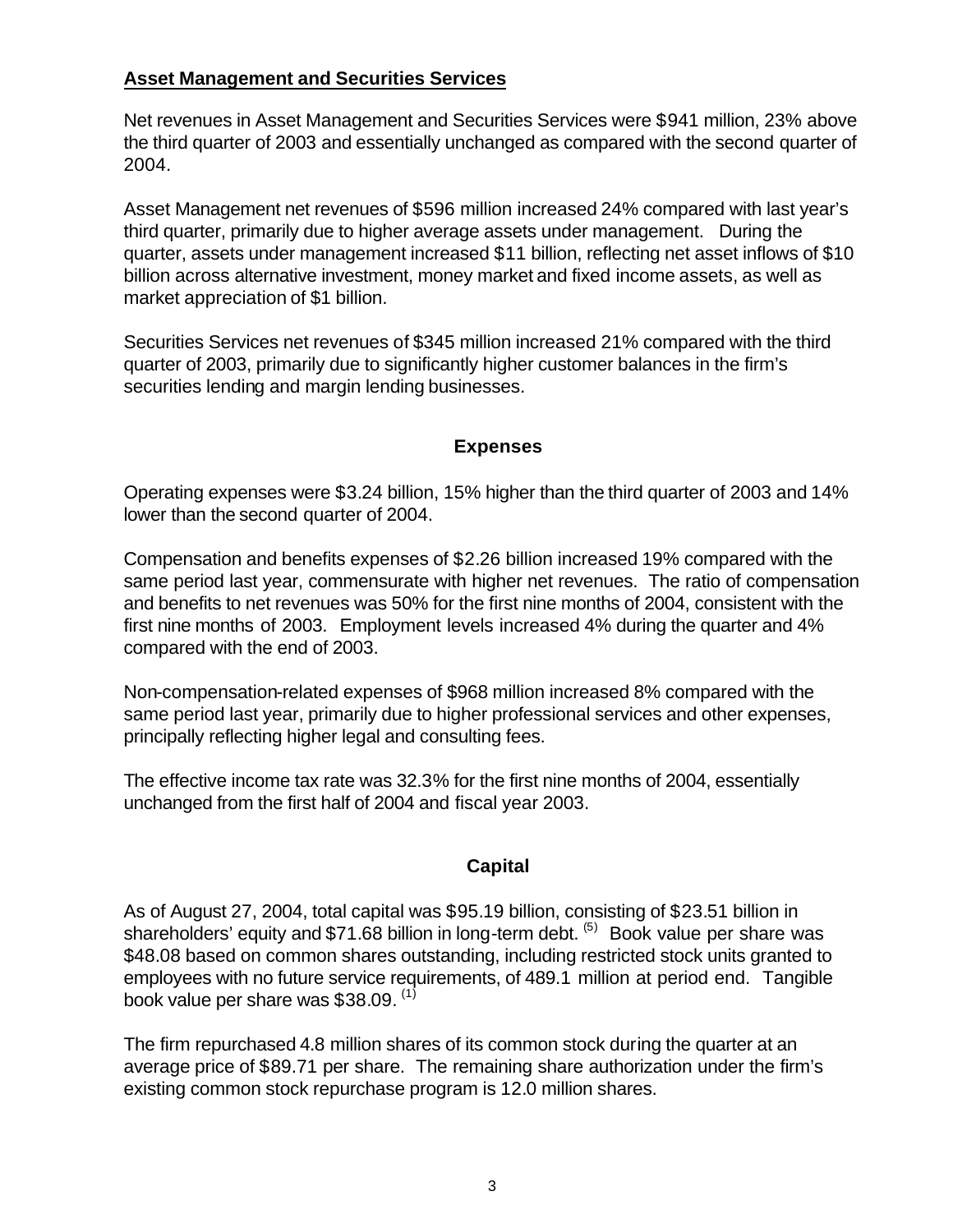## Asset Management and Securities Services

Net revenues in Asset Management and Securities Services were $941 million, 23% above the third quarter of 2003 and essentially unchanged as compared with the second quarter of 2004.

Asset Management net revenues of $596 million increased 24% compared with last year's third quarter, primarily due to higher average assets under management. During the quarter, assets under management increased $11 billion, reflecting net asset inflows of $10 billion across alternative investment, money market and fixed income assets, as well as market appreciation of $1 billion.

Securities Services net revenues of $345 million increased 21% compared with the third quarter of 2003, primarily due to significantly higher customer balances in the firm's securities lending and margin lending businesses.

## Expenses

Operating expenses were $3.24 billion, 15% higher than the third quarter of 2003 and 14% lower than the second quarter of 2004.

Compensation and benefits expenses of $2.26 billion increased 19% compared with the same period last year, commensurate with higher net revenues. The ratio of compensation and benefits to net revenues was 50% for the first nine months of 2004, consistent with the first nine months of 2003. Employment levels increased 4% during the quarter and 4% compared with the end of 2003.

Non-compensation-related expenses of $968 million increased 8% compared with the same period last year, primarily due to higher professional services and other expenses, principally reflecting higher legal and consulting fees.

The effective income tax rate was 32.3% for the first nine months of 2004, essentially unchanged from the first half of 2004 and fiscal year 2003.

## Capital

As of August 27, 2004, total capital was $95.19 billion, consisting of $23.51 billion in shareholders' equity and $71.68 billion in long-term debt. [5] Book value per share was $48.08 based on common shares outstanding, including restricted stock units granted to employees with no future service requirements, of 489.1 million at period end. Tangible book value per share was $38.09. [1]

The firm repurchased 4.8 million shares of its common stock during the quarter at an average price of $89.71 per share. The remaining share authorization under the firm's existing common stock repurchase program is 12.0 million shares.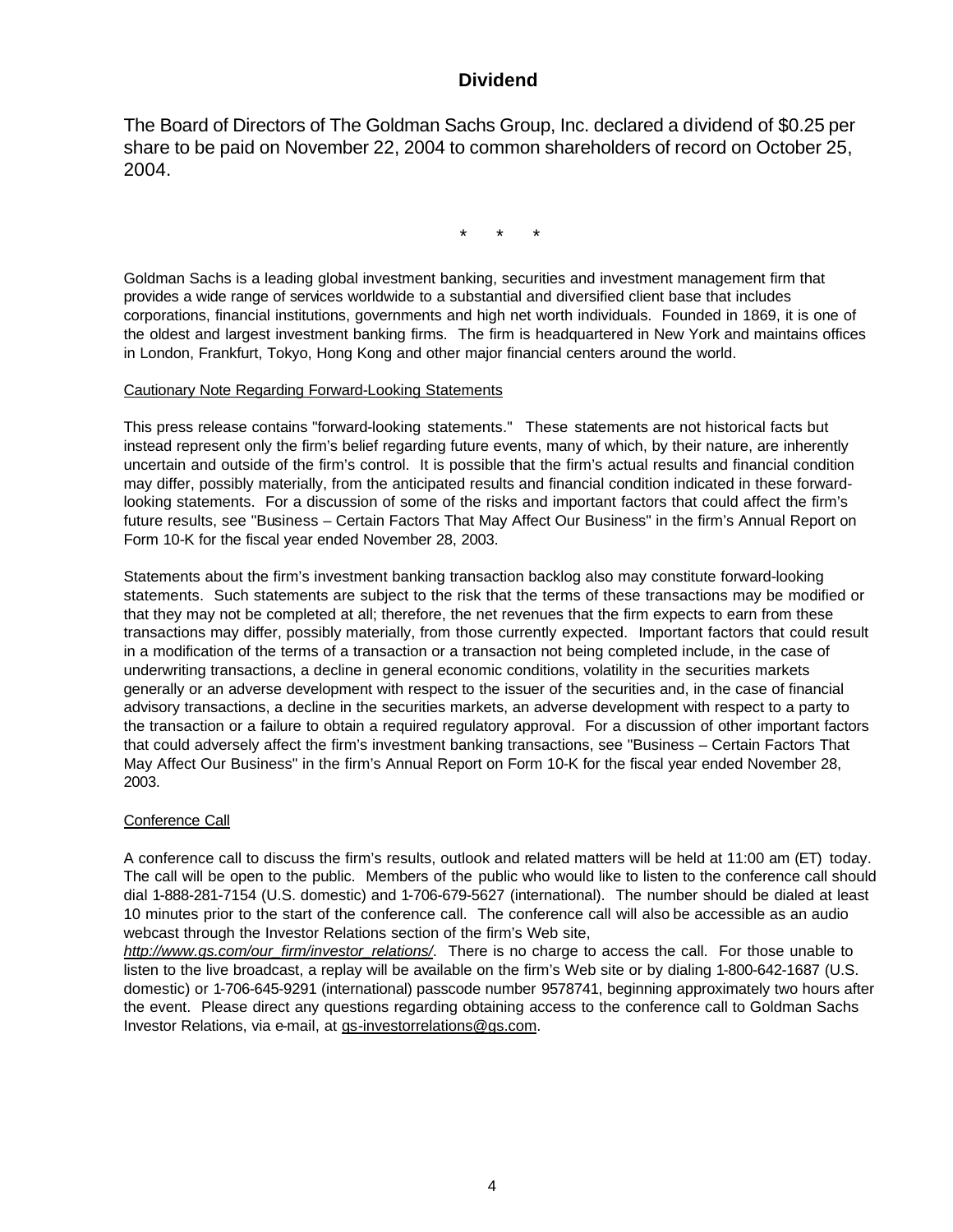## Dividend

The Board of Directors of The Goldman Sachs Group, Inc. declared a dividend of $0.25 per share to be paid on November 22, 2004 to common shareholders of record on October 25, 2004.

\*   \*   \*

Goldman Sachs is a leading global investment banking, securities and investment management firm that provides a wide range of services worldwide to a substantial and diversified client base that includes corporations, financial institutions, governments and high net worth individuals. Founded in 1869, it is one of the oldest and largest investment banking firms. The firm is headquartered in New York and maintains offices in London, Frankfurt, Tokyo, Hong Kong and other major financial centers around the world.

Cautionary Note Regarding Forward-Looking Statements

This press release contains "forward-looking statements." These statements are not historical facts but instead represent only the firm's belief regarding future events, many of which, by their nature, are inherently uncertain and outside of the firm's control. It is possible that the firm's actual results and financial condition may differ, possibly materially, from the anticipated results and financial condition indicated in these forward-looking statements. For a discussion of some of the risks and important factors that could affect the firm's future results, see "Business – Certain Factors That May Affect Our Business" in the firm's Annual Report on Form 10-K for the fiscal year ended November 28, 2003.

Statements about the firm's investment banking transaction backlog also may constitute forward-looking statements. Such statements are subject to the risk that the terms of these transactions may be modified or that they may not be completed at all; therefore, the net revenues that the firm expects to earn from these transactions may differ, possibly materially, from those currently expected. Important factors that could result in a modification of the terms of a transaction or a transaction not being completed include, in the case of underwriting transactions, a decline in general economic conditions, volatility in the securities markets generally or an adverse development with respect to the issuer of the securities and, in the case of financial advisory transactions, a decline in the securities markets, an adverse development with respect to a party to the transaction or a failure to obtain a required regulatory approval. For a discussion of other important factors that could adversely affect the firm's investment banking transactions, see "Business – Certain Factors That May Affect Our Business" in the firm's Annual Report on Form 10-K for the fiscal year ended November 28, 2003.

Conference Call

A conference call to discuss the firm's results, outlook and related matters will be held at 11:00 am (ET) today. The call will be open to the public. Members of the public who would like to listen to the conference call should dial 1-888-281-7154 (U.S. domestic) and 1-706-679-5627 (international). The number should be dialed at least 10 minutes prior to the start of the conference call. The conference call will also be accessible as an audio webcast through the Investor Relations section of the firm's Web site, *http://www.gs.com/our_firm/investor_relations/*. There is no charge to access the call. For those unable to listen to the live broadcast, a replay will be available on the firm's Web site or by dialing 1-800-642-1687 (U.S. domestic) or 1-706-645-9291 (international) passcode number 9578741, beginning approximately two hours after the event. Please direct any questions regarding obtaining access to the conference call to Goldman Sachs Investor Relations, via e-mail, at gs-investorrelations@gs.com.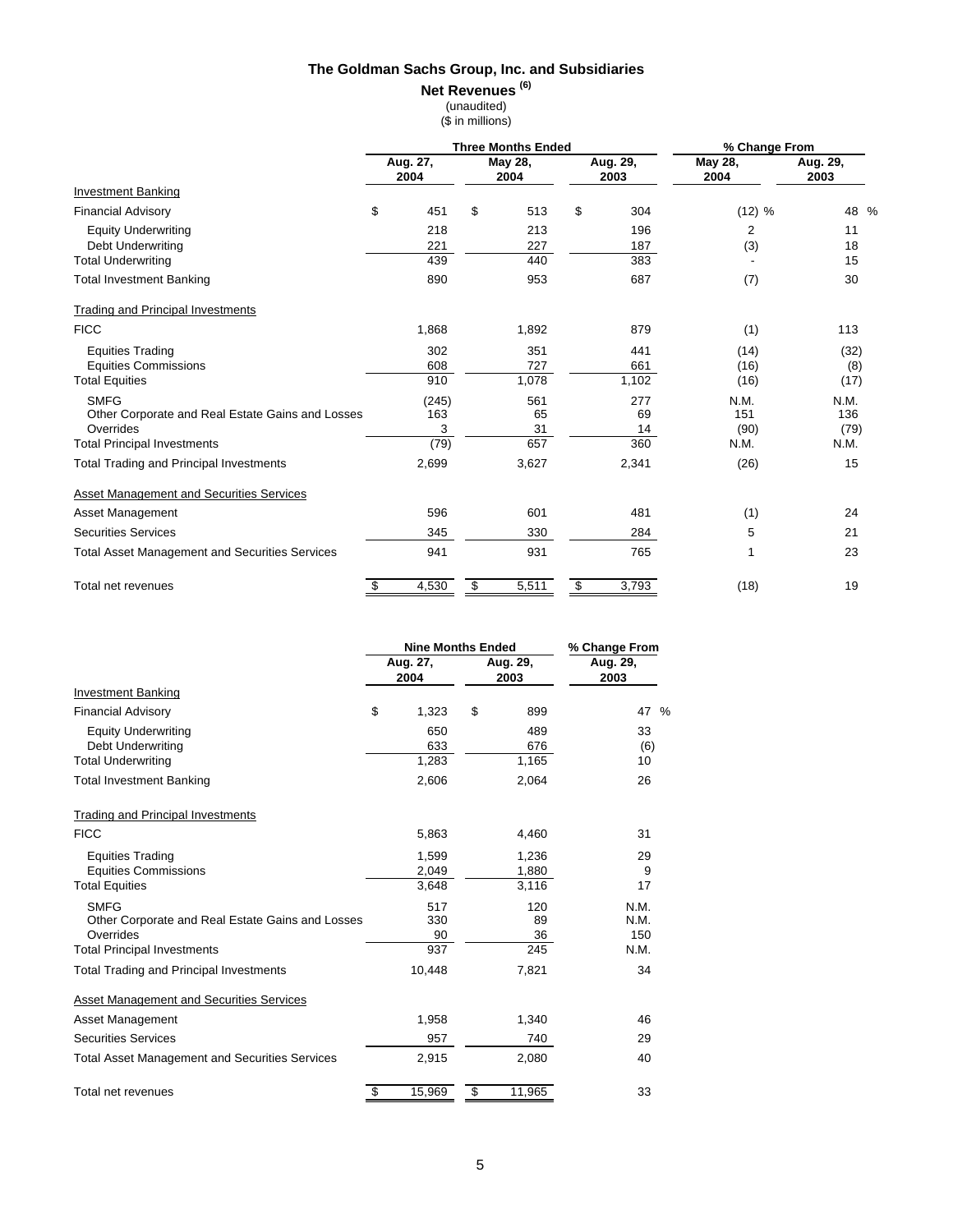# The Goldman Sachs Group, Inc. and Subsidiaries

## Net Revenues [6]

(unaudited)
($ in millions)

| | Three Months Ended | | | % Change From | |
|---|---|---|---|---|---|
| | Aug. 27, 2004 | May 28, 2004 | Aug. 29, 2003 | May 28, 2004 | Aug. 29, 2003 |
| Investment Banking | | | | | |
| Financial Advisory | $ 451 | $ 513 | $ 304 | (12) % | 48 % |
| Equity Underwriting | 218 | 213 | 196 | 2 | 11 |
| Debt Underwriting | 221 | 227 | 187 | (3) | 18 |
| Total Underwriting | 439 | 440 | 383 | - | 15 |
| Total Investment Banking | 890 | 953 | 687 | (7) | 30 |
| Trading and Principal Investments | | | | | |
| FICC | 1,868 | 1,892 | 879 | (1) | 113 |
| Equities Trading | 302 | 351 | 441 | (14) | (32) |
| Equities Commissions | 608 | 727 | 661 | (16) | (8) |
| Total Equities | 910 | 1,078 | 1,102 | (16) | (17) |
| SMFG | (245) | 561 | 277 | N.M. | N.M. |
| Other Corporate and Real Estate Gains and Losses | 163 | 65 | 69 | 151 | 136 |
| Overrides | 3 | 31 | 14 | (90) | (79) |
| Total Principal Investments | (79) | 657 | 360 | N.M. | N.M. |
| Total Trading and Principal Investments | 2,699 | 3,627 | 2,341 | (26) | 15 |
| Asset Management and Securities Services | | | | | |
| Asset Management | 596 | 601 | 481 | (1) | 24 |
| Securities Services | 345 | 330 | 284 | 5 | 21 |
| Total Asset Management and Securities Services | 941 | 931 | 765 | 1 | 23 |
| Total net revenues | $ 4,530 | $ 5,511 | $ 3,793 | (18) | 19 |

| | Nine Months Ended | | % Change From |
|---|---|---|---|
| | Aug. 27, 2004 | Aug. 29, 2003 | Aug. 29, 2003 |
| Investment Banking | | | |
| Financial Advisory | $ 1,323 | $ 899 | 47 % |
| Equity Underwriting | 650 | 489 | 33 |
| Debt Underwriting | 633 | 676 | (6) |
| Total Underwriting | 1,283 | 1,165 | 10 |
| Total Investment Banking | 2,606 | 2,064 | 26 |
| Trading and Principal Investments | | | |
| FICC | 5,863 | 4,460 | 31 |
| Equities Trading | 1,599 | 1,236 | 29 |
| Equities Commissions | 2,049 | 1,880 | 9 |
| Total Equities | 3,648 | 3,116 | 17 |
| SMFG | 517 | 120 | N.M. |
| Other Corporate and Real Estate Gains and Losses | 330 | 89 | N.M. |
| Overrides | 90 | 36 | 150 |
| Total Principal Investments | 937 | 245 | N.M. |
| Total Trading and Principal Investments | 10,448 | 7,821 | 34 |
| Asset Management and Securities Services | | | |
| Asset Management | 1,958 | 1,340 | 46 |
| Securities Services | 957 | 740 | 29 |
| Total Asset Management and Securities Services | 2,915 | 2,080 | 40 |
| Total net revenues | $ 15,969 | $ 11,965 | 33 |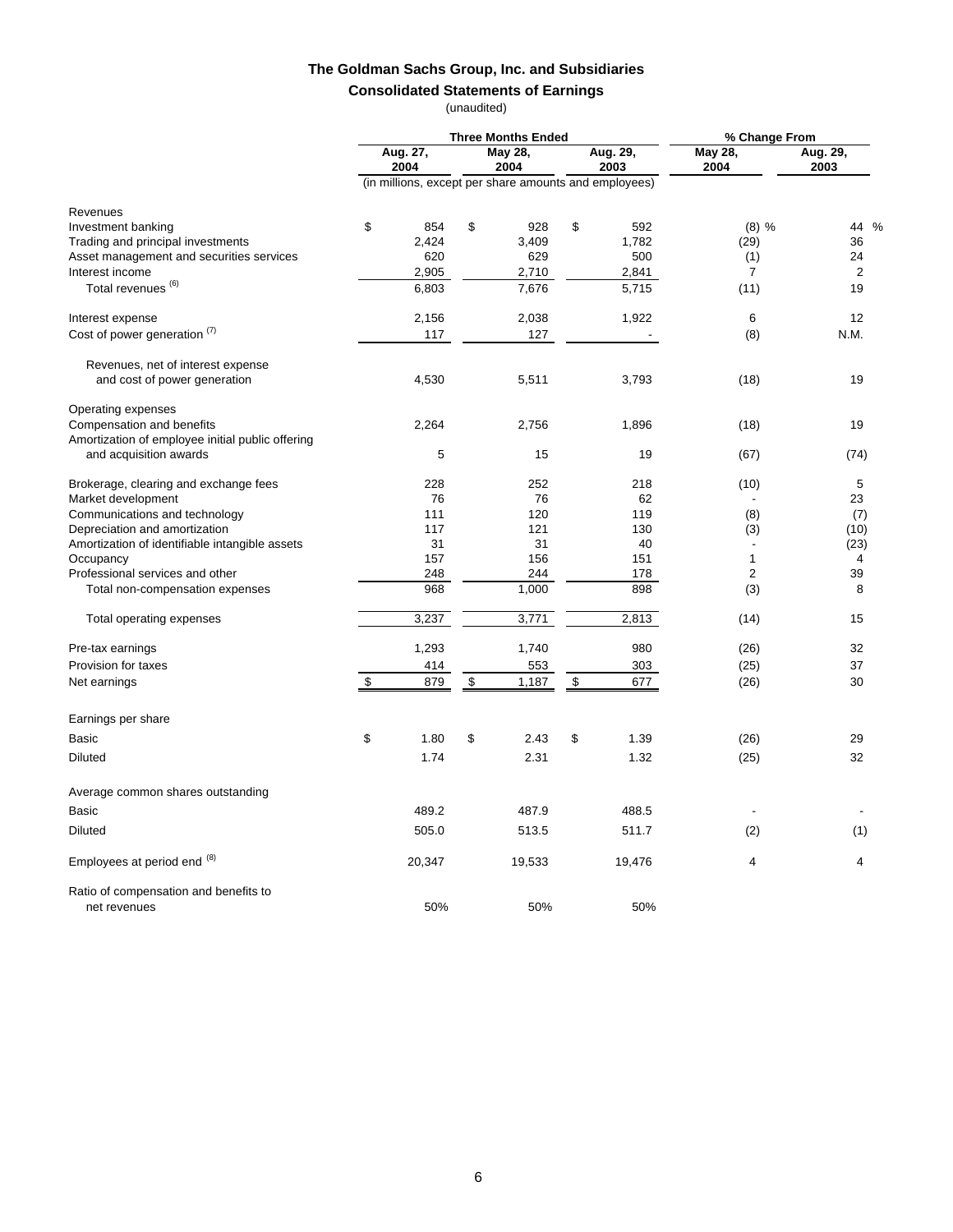# The Goldman Sachs Group, Inc. and Subsidiaries

## Consolidated Statements of Earnings

(unaudited)

| | Three Months Ended | | | % Change From | |
|---|---|---|---|---|---|
| | Aug. 27, 2004 | May 28, 2004 | Aug. 29, 2003 | May 28, 2004 | Aug. 29, 2003 |
| | (in millions, except per share amounts and employees) | | | | |
| **Revenues** | | | | | |
| Investment banking | $ 854 | $ 928 | $ 592 | (8) % | 44 % |
| Trading and principal investments | 2,424 | 3,409 | 1,782 | (29) | 36 |
| Asset management and securities services | 620 | 629 | 500 | (1) | 24 |
| Interest income | 2,905 | 2,710 | 2,841 | 7 | 2 |
| Total revenues [(6)] | 6,803 | 7,676 | 5,715 | (11) | 19 |
| | | | | | |
| Interest expense | 2,156 | 2,038 | 1,922 | 6 | 12 |
| Cost of power generation [(7)] | 117 | 127 | - | (8) | N.M. |
| | | | | | |
| Revenues, net of interest expense and cost of power generation | 4,530 | 5,511 | 3,793 | (18) | 19 |
| | | | | | |
| **Operating expenses** | | | | | |
| Compensation and benefits | 2,264 | 2,756 | 1,896 | (18) | 19 |
| Amortization of employee initial public offering and acquisition awards | 5 | 15 | 19 | (67) | (74) |
| | | | | | |
| Brokerage, clearing and exchange fees | 228 | 252 | 218 | (10) | 5 |
| Market development | 76 | 76 | 62 | - | 23 |
| Communications and technology | 111 | 120 | 119 | (8) | (7) |
| Depreciation and amortization | 117 | 121 | 130 | (3) | (10) |
| Amortization of identifiable intangible assets | 31 | 31 | 40 | - | (23) |
| Occupancy | 157 | 156 | 151 | 1 | 4 |
| Professional services and other | 248 | 244 | 178 | 2 | 39 |
| Total non-compensation expenses | 968 | 1,000 | 898 | (3) | 8 |
| | | | | | |
| Total operating expenses | 3,237 | 3,771 | 2,813 | (14) | 15 |
| | | | | | |
| Pre-tax earnings | 1,293 | 1,740 | 980 | (26) | 32 |
| Provision for taxes | 414 | 553 | 303 | (25) | 37 |
| Net earnings | $ 879 | $ 1,187 | $ 677 | (26) | 30 |
| | | | | | |
| **Earnings per share** | | | | | |
| Basic | $ 1.80 | $ 2.43 | $ 1.39 | (26) | 29 |
| Diluted | 1.74 | 2.31 | 1.32 | (25) | 32 |
| | | | | | |
| **Average common shares outstanding** | | | | | |
| Basic | 489.2 | 487.9 | 488.5 | - | - |
| Diluted | 505.0 | 513.5 | 511.7 | (2) | (1) |
| | | | | | |
| Employees at period end [(8)] | 20,347 | 19,533 | 19,476 | 4 | 4 |
| | | | | | |
| Ratio of compensation and benefits to net revenues | 50% | 50% | 50% | | |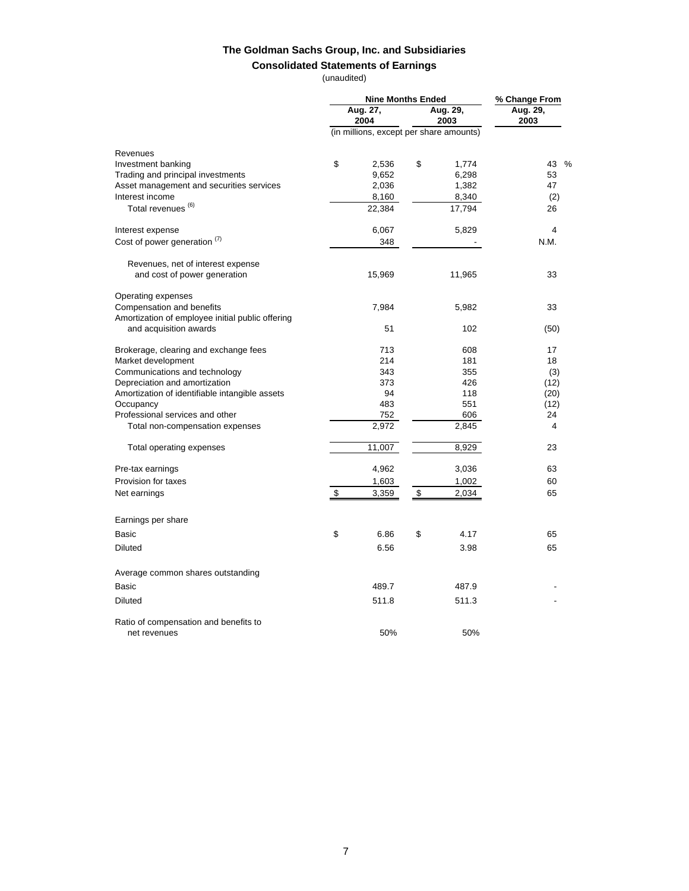# The Goldman Sachs Group, Inc. and Subsidiaries

## Consolidated Statements of Earnings

(unaudited)

| | Nine Months Ended | | % Change From |
|---|---|---|---|
| | Aug. 27, 2004 | Aug. 29, 2003 | Aug. 29, 2003 |
| | (in millions, except per share amounts) | | |
| **Revenues** | | | |
| Investment banking | $ 2,536 | $ 1,774 | 43 % |
| Trading and principal investments | 9,652 | 6,298 | 53 |
| Asset management and securities services | 2,036 | 1,382 | 47 |
| Interest income | 8,160 | 8,340 | (2) |
| Total revenues (6) | 22,384 | 17,794 | 26 |
| Interest expense | 6,067 | 5,829 | 4 |
| Cost of power generation (7) | 348 | - | N.M. |
| Revenues, net of interest expense and cost of power generation | 15,969 | 11,965 | 33 |
| **Operating expenses** | | | |
| Compensation and benefits | 7,984 | 5,982 | 33 |
| Amortization of employee initial public offering and acquisition awards | 51 | 102 | (50) |
| Brokerage, clearing and exchange fees | 713 | 608 | 17 |
| Market development | 214 | 181 | 18 |
| Communications and technology | 343 | 355 | (3) |
| Depreciation and amortization | 373 | 426 | (12) |
| Amortization of identifiable intangible assets | 94 | 118 | (20) |
| Occupancy | 483 | 551 | (12) |
| Professional services and other | 752 | 606 | 24 |
| Total non-compensation expenses | 2,972 | 2,845 | 4 |
| Total operating expenses | 11,007 | 8,929 | 23 |
| Pre-tax earnings | 4,962 | 3,036 | 63 |
| Provision for taxes | 1,603 | 1,002 | 60 |
| Net earnings | $ 3,359 | $ 2,034 | 65 |
| **Earnings per share** | | | |
| Basic | $ 6.86 | $ 4.17 | 65 |
| Diluted | 6.56 | 3.98 | 65 |
| **Average common shares outstanding** | | | |
| Basic | 489.7 | 487.9 | - |
| Diluted | 511.8 | 511.3 | - |
| Ratio of compensation and benefits to net revenues | 50% | 50% | |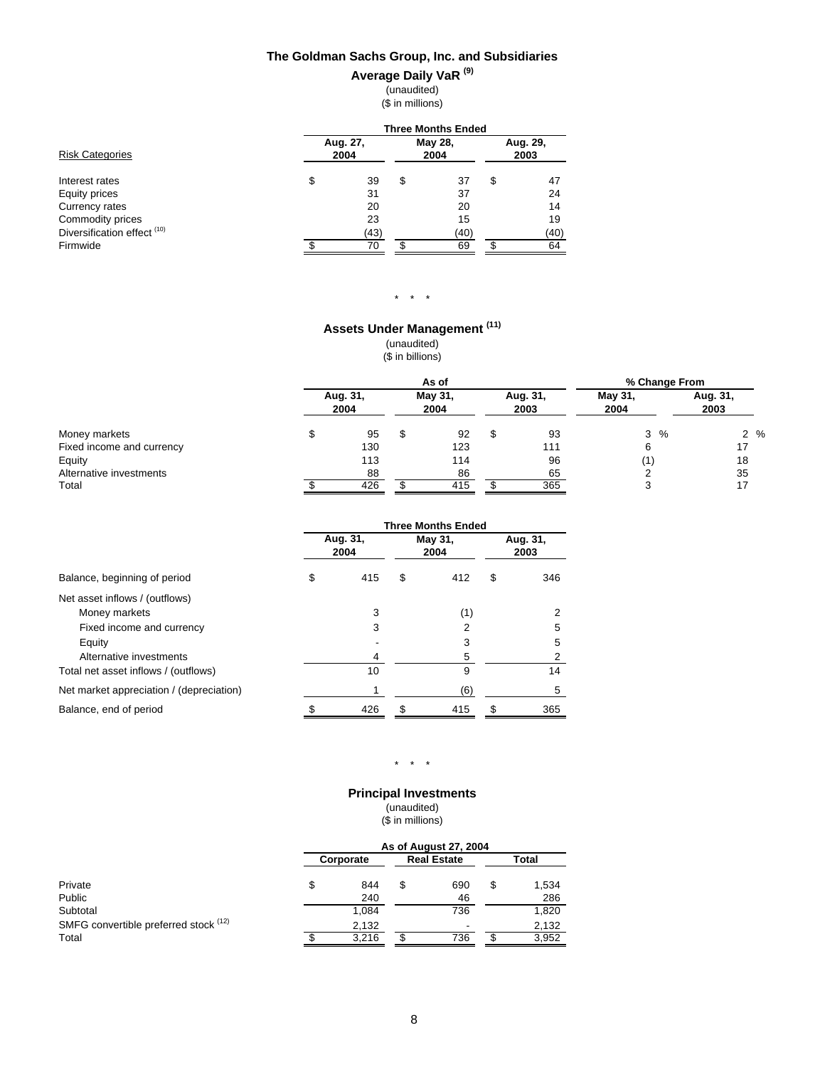## The Goldman Sachs Group, Inc. and Subsidiaries

### Average Daily VaR [(9)]

(unaudited)
($ in millions)

| Risk Categories | Three Months Ended Aug. 27, 2004 | May 28, 2004 | Aug. 29, 2003 |
|---|---|---|---|
| Interest rates | $ 39 | $ 37 | $ 47 |
| Equity prices | 31 | 37 | 24 |
| Currency rates | 20 | 20 | 14 |
| Commodity prices | 23 | 15 | 19 |
| Diversification effect [(10)] | (43) | (40) | (40) |
| Firmwide | $ 70 | $ 69 | $ 64 |

\* \* \*

### Assets Under Management [(11)]

(unaudited)
($ in billions)

| | As of Aug. 31, 2004 | May 31, 2004 | Aug. 31, 2003 | % Change From May 31, 2004 | Aug. 31, 2003 |
|---|---|---|---|---|---|
| Money markets | $ 95 | $ 92 | $ 93 | 3 % | 2 % |
| Fixed income and currency | 130 | 123 | 111 | 6 | 17 |
| Equity | 113 | 114 | 96 | (1) | 18 |
| Alternative investments | 88 | 86 | 65 | 2 | 35 |
| Total | $ 426 | $ 415 | $ 365 | 3 | 17 |

| | Three Months Ended Aug. 31, 2004 | May 31, 2004 | Aug. 31, 2003 |
|---|---|---|---|
| Balance, beginning of period | $ 415 | $ 412 | $ 346 |
| Net asset inflows / (outflows) | | | |
| Money markets | 3 | (1) | 2 |
| Fixed income and currency | 3 | 2 | 5 |
| Equity | - | 3 | 5 |
| Alternative investments | 4 | 5 | 2 |
| Total net asset inflows / (outflows) | 10 | 9 | 14 |
| Net market appreciation / (depreciation) | 1 | (6) | 5 |
| Balance, end of period | $ 426 | $ 415 | $ 365 |

\* \* \*

### Principal Investments

(unaudited)
($ in millions)

| | As of August 27, 2004 Corporate | Real Estate | Total |
|---|---|---|---|
| Private | $ 844 | $ 690 | $ 1,534 |
| Public | 240 | 46 | 286 |
| Subtotal | 1,084 | 736 | 1,820 |
| SMFG convertible preferred stock [(12)] | 2,132 | - | 2,132 |
| Total | $ 3,216 | $ 736 | $ 3,952 |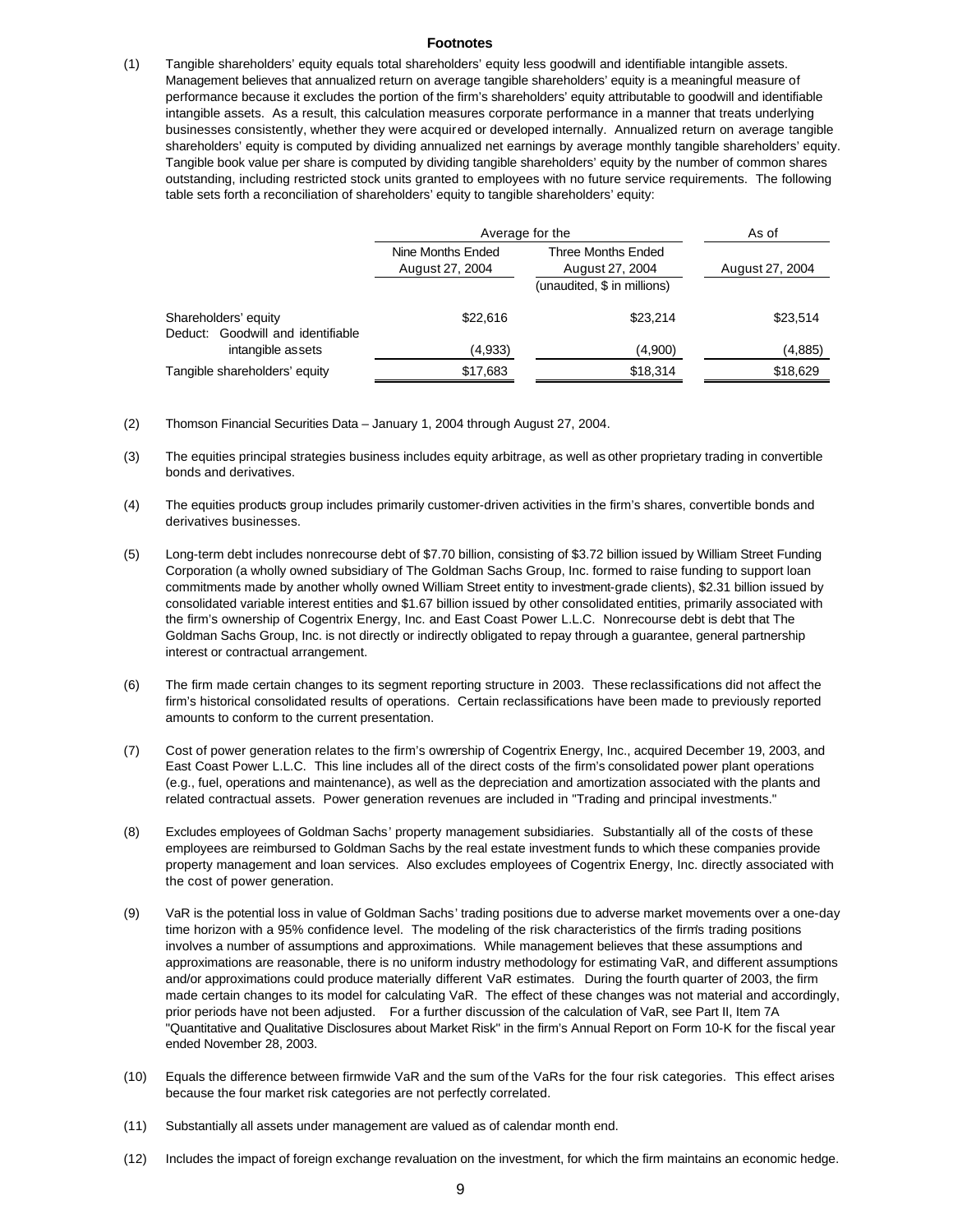**Footnotes**

(1) Tangible shareholders' equity equals total shareholders' equity less goodwill and identifiable intangible assets. Management believes that annualized return on average tangible shareholders' equity is a meaningful measure of performance because it excludes the portion of the firm's shareholders' equity attributable to goodwill and identifiable intangible assets. As a result, this calculation measures corporate performance in a manner that treats underlying businesses consistently, whether they were acquired or developed internally. Annualized return on average tangible shareholders' equity is computed by dividing annualized net earnings by average monthly tangible shareholders' equity. Tangible book value per share is computed by dividing tangible shareholders' equity by the number of common shares outstanding, including restricted stock units granted to employees with no future service requirements. The following table sets forth a reconciliation of shareholders' equity to tangible shareholders' equity:

| | Average for the | | As of |
|---|---|---|---|
| | Nine Months Ended August 27, 2004 | Three Months Ended August 27, 2004 | August 27, 2004 |
| | | (unaudited, $ in millions) | |
| Shareholders' equity | $22,616 | $23,214 | $23,514 |
| Deduct: Goodwill and identifiable intangible assets | (4,933) | (4,900) | (4,885) |
| Tangible shareholders' equity | $17,683 | $18,314 | $18,629 |

(2) Thomson Financial Securities Data – January 1, 2004 through August 27, 2004.

(3) The equities principal strategies business includes equity arbitrage, as well as other proprietary trading in convertible bonds and derivatives.

(4) The equities products group includes primarily customer-driven activities in the firm's shares, convertible bonds and derivatives businesses.

(5) Long-term debt includes nonrecourse debt of $7.70 billion, consisting of $3.72 billion issued by William Street Funding Corporation (a wholly owned subsidiary of The Goldman Sachs Group, Inc. formed to raise funding to support loan commitments made by another wholly owned William Street entity to investment-grade clients), $2.31 billion issued by consolidated variable interest entities and $1.67 billion issued by other consolidated entities, primarily associated with the firm's ownership of Cogentrix Energy, Inc. and East Coast Power L.L.C. Nonrecourse debt is debt that The Goldman Sachs Group, Inc. is not directly or indirectly obligated to repay through a guarantee, general partnership interest or contractual arrangement.

(6) The firm made certain changes to its segment reporting structure in 2003. These reclassifications did not affect the firm's historical consolidated results of operations. Certain reclassifications have been made to previously reported amounts to conform to the current presentation.

(7) Cost of power generation relates to the firm's ownership of Cogentrix Energy, Inc., acquired December 19, 2003, and East Coast Power L.L.C. This line includes all of the direct costs of the firm's consolidated power plant operations (e.g., fuel, operations and maintenance), as well as the depreciation and amortization associated with the plants and related contractual assets. Power generation revenues are included in "Trading and principal investments."

(8) Excludes employees of Goldman Sachs' property management subsidiaries. Substantially all of the costs of these employees are reimbursed to Goldman Sachs by the real estate investment funds to which these companies provide property management and loan services. Also excludes employees of Cogentrix Energy, Inc. directly associated with the cost of power generation.

(9) VaR is the potential loss in value of Goldman Sachs' trading positions due to adverse market movements over a one-day time horizon with a 95% confidence level. The modeling of the risk characteristics of the firm's trading positions involves a number of assumptions and approximations. While management believes that these assumptions and approximations are reasonable, there is no uniform industry methodology for estimating VaR, and different assumptions and/or approximations could produce materially different VaR estimates. During the fourth quarter of 2003, the firm made certain changes to its model for calculating VaR. The effect of these changes was not material and accordingly, prior periods have not been adjusted. For a further discussion of the calculation of VaR, see Part II, Item 7A "Quantitative and Qualitative Disclosures about Market Risk" in the firm's Annual Report on Form 10-K for the fiscal year ended November 28, 2003.

(10) Equals the difference between firmwide VaR and the sum of the VaRs for the four risk categories. This effect arises because the four market risk categories are not perfectly correlated.

(11) Substantially all assets under management are valued as of calendar month end.

(12) Includes the impact of foreign exchange revaluation on the investment, for which the firm maintains an economic hedge.